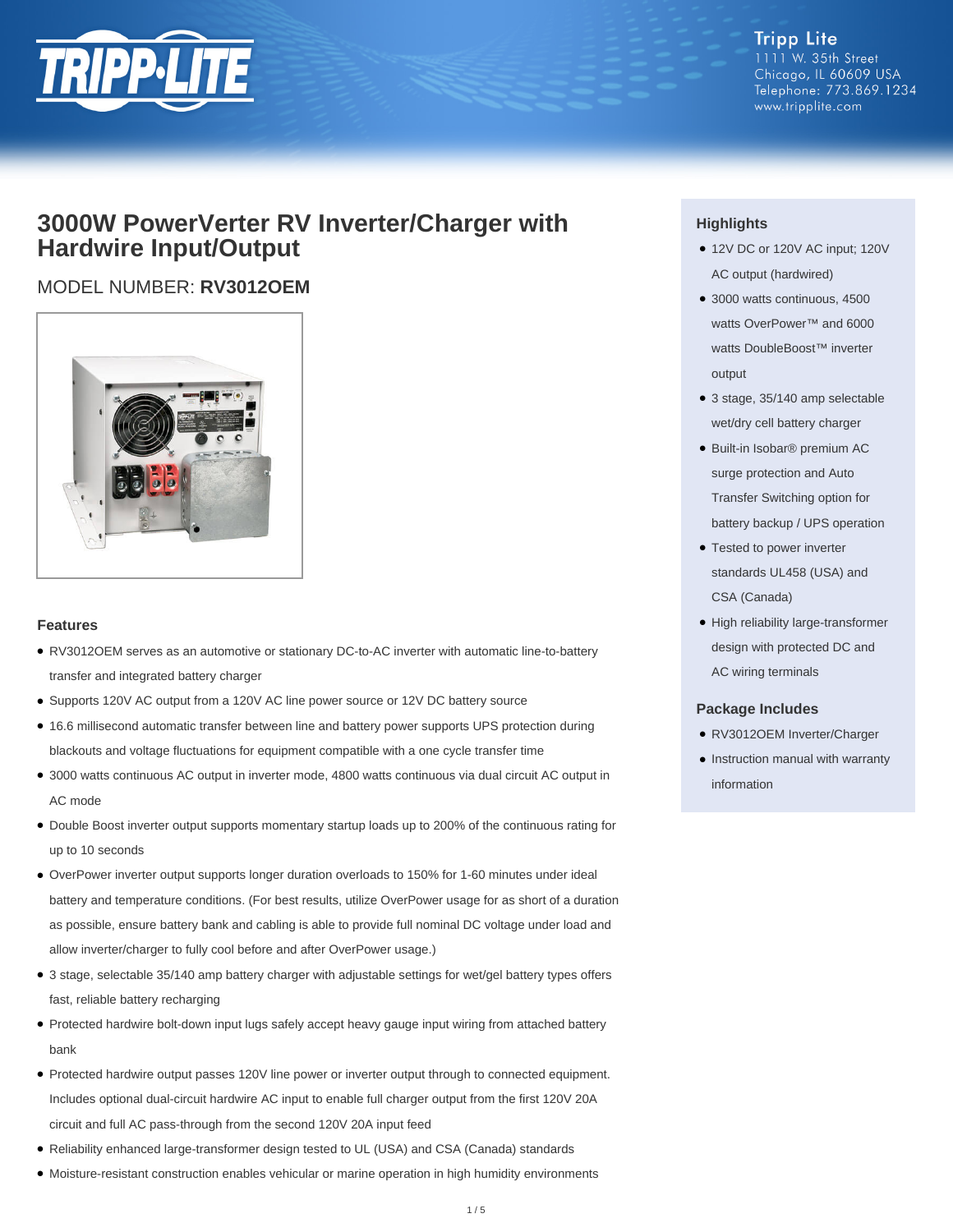Tripp Lite
1111 W. 35th Street
Chicago, IL 60609 USA
Telephone: 773.869.1234
www.tripplite.com

# 3000W PowerVerter RV Inverter/Charger with Hardwire Input/Output

MODEL NUMBER: **RV3012OEM**

## Highlights

- 12V DC or 120V AC input; 120V AC output (hardwired)
- 3000 watts continuous, 4500 watts OverPower™ and 6000 watts DoubleBoost™ inverter output
- 3 stage, 35/140 amp selectable wet/dry cell battery charger
- Built-in Isobar® premium AC surge protection and Auto Transfer Switching option for battery backup / UPS operation
- Tested to power inverter standards UL458 (USA) and CSA (Canada)
- High reliability large-transformer design with protected DC and AC wiring terminals

## Package Includes

- RV3012OEM Inverter/Charger
- Instruction manual with warranty information

## Features

- RV3012OEM serves as an automotive or stationary DC-to-AC inverter with automatic line-to-battery transfer and integrated battery charger
- Supports 120V AC output from a 120V AC line power source or 12V DC battery source
- 16.6 millisecond automatic transfer between line and battery power supports UPS protection during blackouts and voltage fluctuations for equipment compatible with a one cycle transfer time
- 3000 watts continuous AC output in inverter mode, 4800 watts continuous via dual circuit AC output in AC mode
- Double Boost inverter output supports momentary startup loads up to 200% of the continuous rating for up to 10 seconds
- OverPower inverter output supports longer duration overloads to 150% for 1-60 minutes under ideal battery and temperature conditions. (For best results, utilize OverPower usage for as short of a duration as possible, ensure battery bank and cabling is able to provide full nominal DC voltage under load and allow inverter/charger to fully cool before and after OverPower usage.)
- 3 stage, selectable 35/140 amp battery charger with adjustable settings for wet/gel battery types offers fast, reliable battery recharging
- Protected hardwire bolt-down input lugs safely accept heavy gauge input wiring from attached battery bank
- Protected hardwire output passes 120V line power or inverter output through to connected equipment. Includes optional dual-circuit hardwire AC input to enable full charger output from the first 120V 20A circuit and full AC pass-through from the second 120V 20A input feed
- Reliability enhanced large-transformer design tested to UL (USA) and CSA (Canada) standards
- Moisture-resistant construction enables vehicular or marine operation in high humidity environments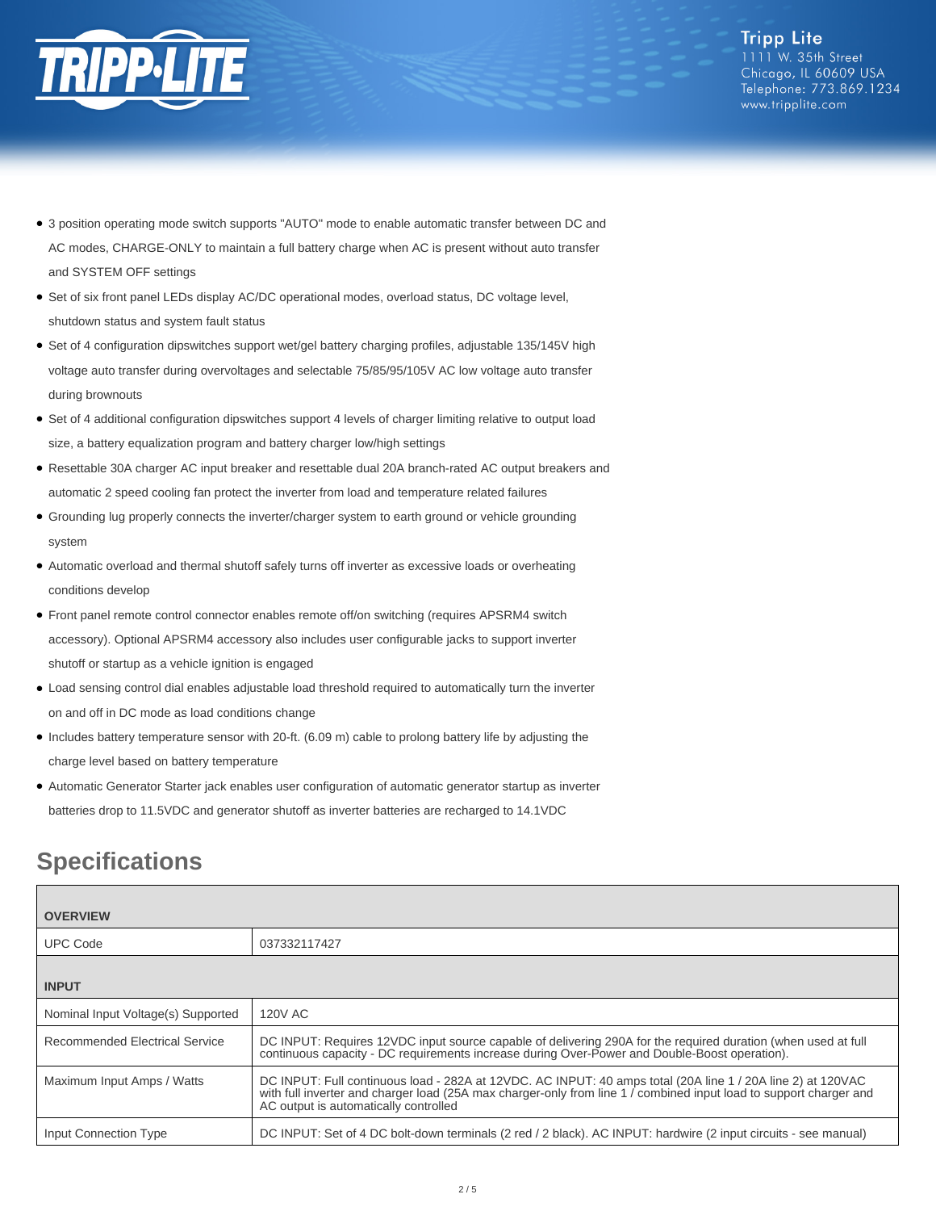- 3 position operating mode switch supports "AUTO" mode to enable automatic transfer between DC and AC modes, CHARGE-ONLY to maintain a full battery charge when AC is present without auto transfer and SYSTEM OFF settings
- Set of six front panel LEDs display AC/DC operational modes, overload status, DC voltage level, shutdown status and system fault status
- Set of 4 configuration dipswitches support wet/gel battery charging profiles, adjustable 135/145V high voltage auto transfer during overvoltages and selectable 75/85/95/105V AC low voltage auto transfer during brownouts
- Set of 4 additional configuration dipswitches support 4 levels of charger limiting relative to output load size, a battery equalization program and battery charger low/high settings
- Resettable 30A charger AC input breaker and resettable dual 20A branch-rated AC output breakers and automatic 2 speed cooling fan protect the inverter from load and temperature related failures
- Grounding lug properly connects the inverter/charger system to earth ground or vehicle grounding system
- Automatic overload and thermal shutoff safely turns off inverter as excessive loads or overheating conditions develop
- Front panel remote control connector enables remote off/on switching (requires APSRM4 switch accessory). Optional APSRM4 accessory also includes user configurable jacks to support inverter shutoff or startup as a vehicle ignition is engaged
- Load sensing control dial enables adjustable load threshold required to automatically turn the inverter on and off in DC mode as load conditions change
- Includes battery temperature sensor with 20-ft. (6.09 m) cable to prolong battery life by adjusting the charge level based on battery temperature
- Automatic Generator Starter jack enables user configuration of automatic generator startup as inverter batteries drop to 11.5VDC and generator shutoff as inverter batteries are recharged to 14.1VDC

## Specifications

| | |
|---|---|
| **OVERVIEW** | |
| UPC Code | 037332117427 |
| **INPUT** | |
| Nominal Input Voltage(s) Supported | 120V AC |
| Recommended Electrical Service | DC INPUT: Requires 12VDC input source capable of delivering 290A for the required duration (when used at full continuous capacity - DC requirements increase during Over-Power and Double-Boost operation). |
| Maximum Input Amps / Watts | DC INPUT: Full continuous load - 282A at 12VDC. AC INPUT: 40 amps total (20A line 1 / 20A line 2) at 120VAC with full inverter and charger load (25A max charger-only from line 1 / combined input load to support charger and AC output is automatically controlled |
| Input Connection Type | DC INPUT: Set of 4 DC bolt-down terminals (2 red / 2 black). AC INPUT: hardwire (2 input circuits - see manual) |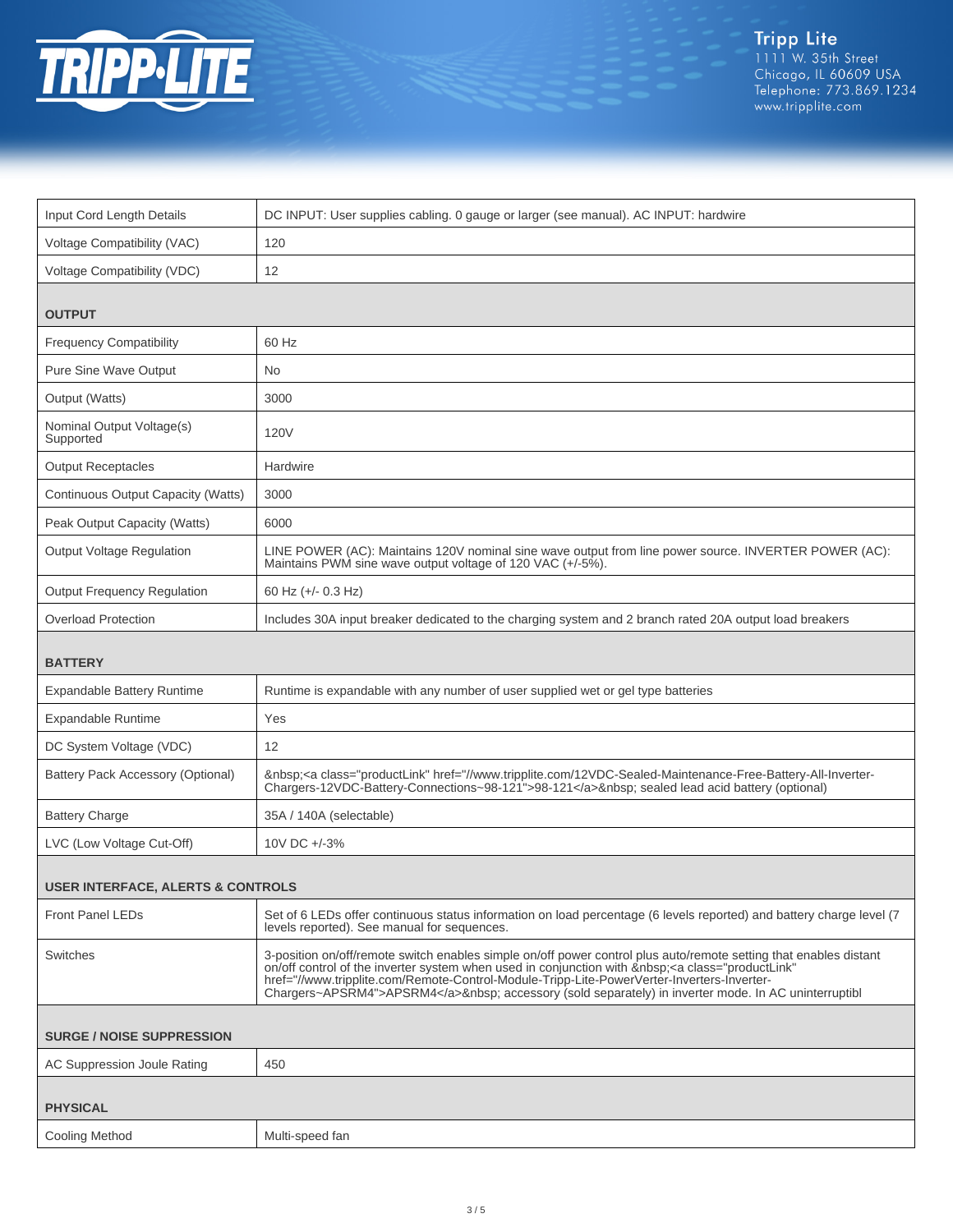| | |
|---|---|
| Input Cord Length Details | DC INPUT: User supplies cabling. 0 gauge or larger (see manual). AC INPUT: hardwire |
| Voltage Compatibility (VAC) | 120 |
| Voltage Compatibility (VDC) | 12 |
| **OUTPUT** | |
| Frequency Compatibility | 60 Hz |
| Pure Sine Wave Output | No |
| Output (Watts) | 3000 |
| Nominal Output Voltage(s) Supported | 120V |
| Output Receptacles | Hardwire |
| Continuous Output Capacity (Watts) | 3000 |
| Peak Output Capacity (Watts) | 6000 |
| Output Voltage Regulation | LINE POWER (AC): Maintains 120V nominal sine wave output from line power source. INVERTER POWER (AC): Maintains PWM sine wave output voltage of 120 VAC (+/-5%). |
| Output Frequency Regulation | 60 Hz (+/- 0.3 Hz) |
| Overload Protection | Includes 30A input breaker dedicated to the charging system and 2 branch rated 20A output load breakers |
| **BATTERY** | |
| Expandable Battery Runtime | Runtime is expandable with any number of user supplied wet or gel type batteries |
| Expandable Runtime | Yes |
| DC System Voltage (VDC) | 12 |
| Battery Pack Accessory (Optional) | &nbsp;<a class="productLink" href="//www.tripplite.com/12VDC-Sealed-Maintenance-Free-Battery-All-Inverter-Chargers-12VDC-Battery-Connections~98-121">98-121</a>&nbsp; sealed lead acid battery (optional) |
| Battery Charge | 35A / 140A (selectable) |
| LVC (Low Voltage Cut-Off) | 10V DC +/-3% |
| **USER INTERFACE, ALERTS & CONTROLS** | |
| Front Panel LEDs | Set of 6 LEDs offer continuous status information on load percentage (6 levels reported) and battery charge level (7 levels reported). See manual for sequences. |
| Switches | 3-position on/off/remote switch enables simple on/off power control plus auto/remote setting that enables distant on/off control of the inverter system when used in conjunction with &nbsp;<a class="productLink" href="//www.tripplite.com/Remote-Control-Module-Tripp-Lite-PowerVerter-Inverters-Inverter-Chargers~APSRM4">APSRM4</a>&nbsp; accessory (sold separately) in inverter mode. In AC uninterruptibl |
| **SURGE / NOISE SUPPRESSION** | |
| AC Suppression Joule Rating | 450 |
| **PHYSICAL** | |
| Cooling Method | Multi-speed fan |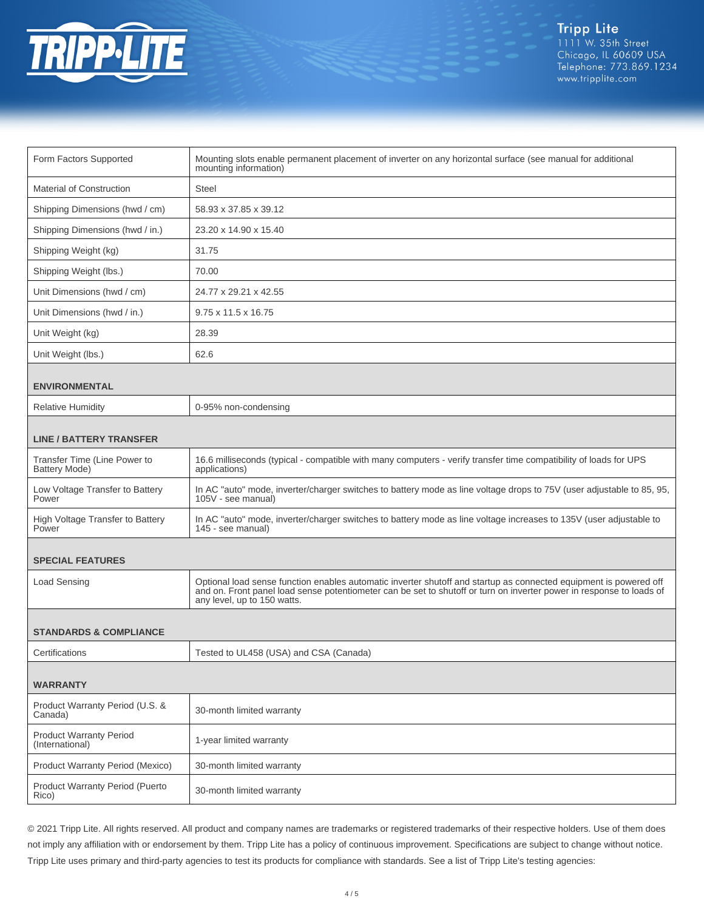| | |
|---|---|
| Form Factors Supported | Mounting slots enable permanent placement of inverter on any horizontal surface (see manual for additional mounting information) |
| Material of Construction | Steel |
| Shipping Dimensions (hwd / cm) | 58.93 x 37.85 x 39.12 |
| Shipping Dimensions (hwd / in.) | 23.20 x 14.90 x 15.40 |
| Shipping Weight (kg) | 31.75 |
| Shipping Weight (lbs.) | 70.00 |
| Unit Dimensions (hwd / cm) | 24.77 x 29.21 x 42.55 |
| Unit Dimensions (hwd / in.) | 9.75 x 11.5 x 16.75 |
| Unit Weight (kg) | 28.39 |
| Unit Weight (lbs.) | 62.6 |
| **ENVIRONMENTAL** | |
| Relative Humidity | 0-95% non-condensing |
| **LINE / BATTERY TRANSFER** | |
| Transfer Time (Line Power to Battery Mode) | 16.6 milliseconds (typical - compatible with many computers - verify transfer time compatibility of loads for UPS applications) |
| Low Voltage Transfer to Battery Power | In AC "auto" mode, inverter/charger switches to battery mode as line voltage drops to 75V (user adjustable to 85, 95, 105V - see manual) |
| High Voltage Transfer to Battery Power | In AC "auto" mode, inverter/charger switches to battery mode as line voltage increases to 135V (user adjustable to 145 - see manual) |
| **SPECIAL FEATURES** | |
| Load Sensing | Optional load sense function enables automatic inverter shutoff and startup as connected equipment is powered off and on. Front panel load sense potentiometer can be set to shutoff or turn on inverter power in response to loads of any level, up to 150 watts. |
| **STANDARDS & COMPLIANCE** | |
| Certifications | Tested to UL458 (USA) and CSA (Canada) |
| **WARRANTY** | |
| Product Warranty Period (U.S. & Canada) | 30-month limited warranty |
| Product Warranty Period (International) | 1-year limited warranty |
| Product Warranty Period (Mexico) | 30-month limited warranty |
| Product Warranty Period (Puerto Rico) | 30-month limited warranty |

© 2021 Tripp Lite. All rights reserved. All product and company names are trademarks or registered trademarks of their respective holders. Use of them does not imply any affiliation with or endorsement by them. Tripp Lite has a policy of continuous improvement. Specifications are subject to change without notice. Tripp Lite uses primary and third-party agencies to test its products for compliance with standards. See a list of Tripp Lite's testing agencies: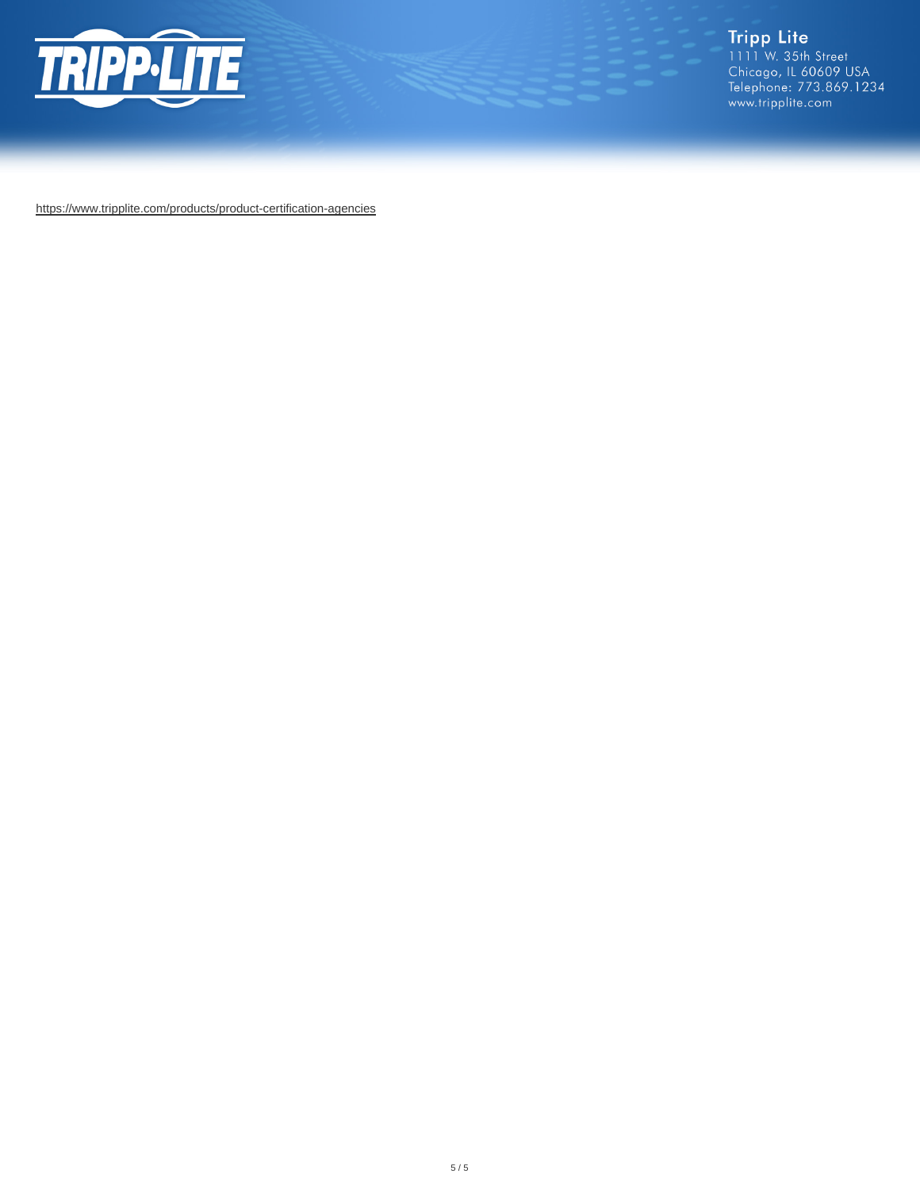https://www.tripplite.com/products/product-certification-agencies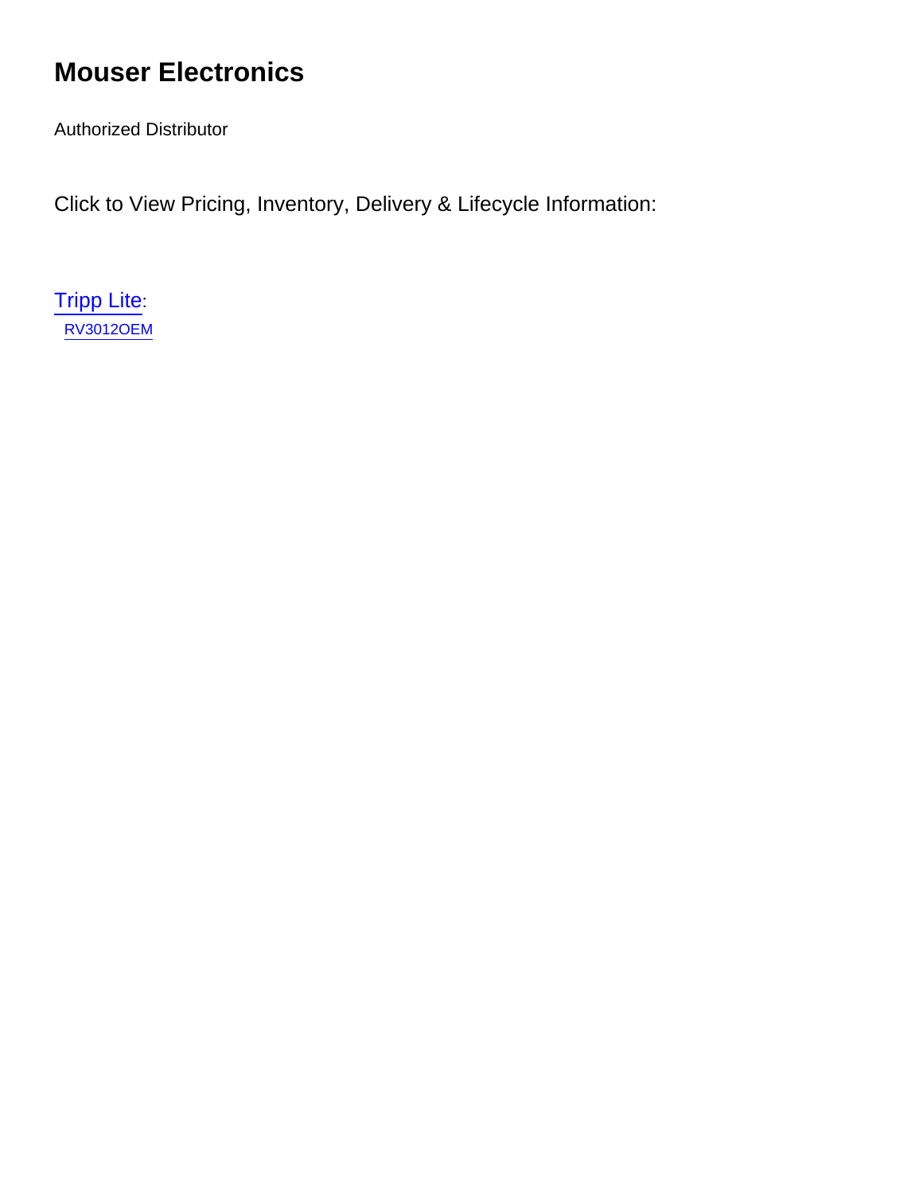# Mouser Electronics

Authorized Distributor

Click to View Pricing, Inventory, Delivery & Lifecycle Information:

Tripp Lite:

RV3012OEM